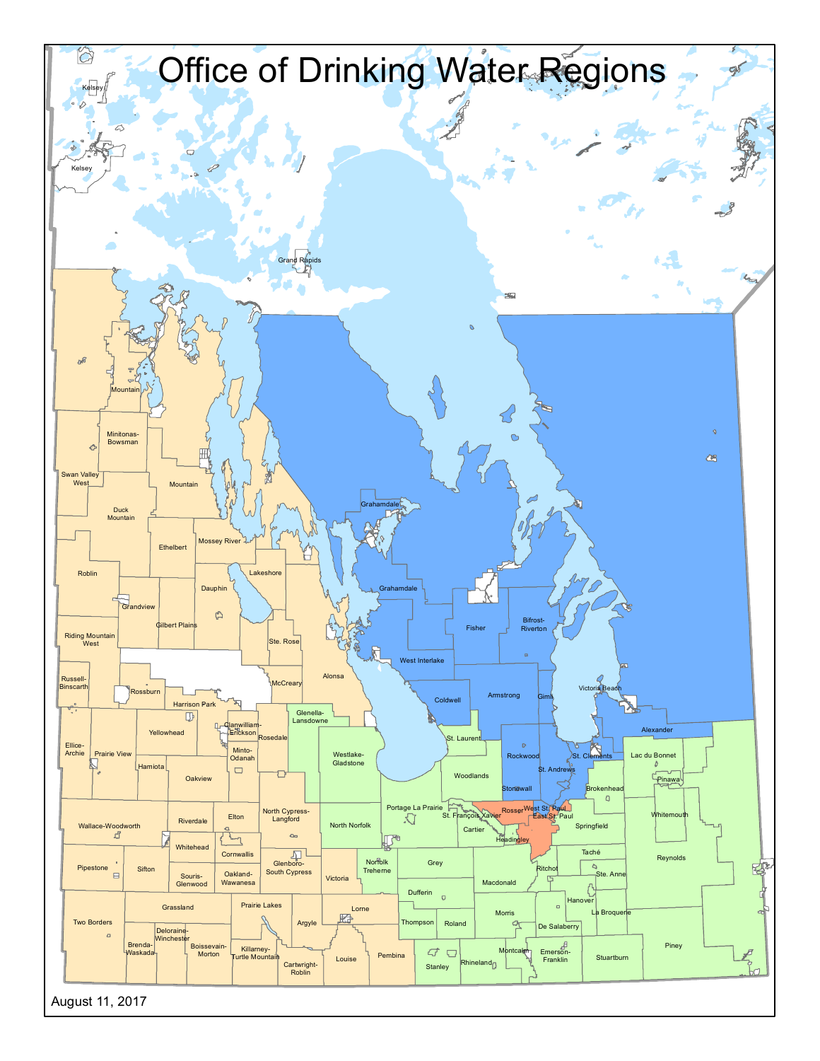# Office of Drinking Water Regions

Kelsey

Kelsey

Grand Rapids

Mountain

Minitonas-Bowsman

Swan Valley West

Mountain

Duck Mountain

Grahamdale

Ethelbert

Mossey River

Roblin

Lakeshore

Grahamdale

Dauphin

Grandview

Fisher

Bifrost-Riverton

Gilbert Plains

Riding Mountain West

Ste. Rose

West Interlake

Alonsa

Russell-Binscarth

McCreary

Victoria Beach

Rossburn

Armstrong

Gimli

Coldwell

Harrison Park

Glenella-Lansdowne

Alexander

Clanwilliam-Erickson

St. Laurent

Yellowhead

Rosedale

Ellice-Archie

Prairie View

Minto-Odanah

Westlake-Gladstone

Rockwood

St. Clements

Lac du Bonnet

Hamiota

St. Andrews

Pinawa

Oakview

Woodlands

Stonewall

Brokenhead

Portage La Prairie

Rosser

West St. Paul

North Cypress-Langford

East St. Paul

Whitemouth

Elton

St. François Xavier

Riverdale

North Norfolk

Springfield

Wallace-Woodworth

Cartier

Headingley

Whitehead

Cornwallis

Taché

Norfolk Treherne

Grey

Reynolds

Pipestone

Sifton

Glenboro-South Cypress

Ritchot

Souris-Glenwood

Oakland-Wawanesa

Ste. Anne

Victoria

Macdonald

Dufferin

Hanover

Grassland

Prairie Lakes

Lorne

Two Borders

Argyle

Morris

La Broquerie

Thompson

Roland

Deloraine-Winchester

De Salaberry

Brenda-Waskada

Boissevain-Morton

Killarney-Turtle Mountain

Piney

Montcalm

Emerson-Franklin

Pembina

Louise

Stuartburn

Cartwright-Roblin

Stanley

Rhineland

August 11, 2017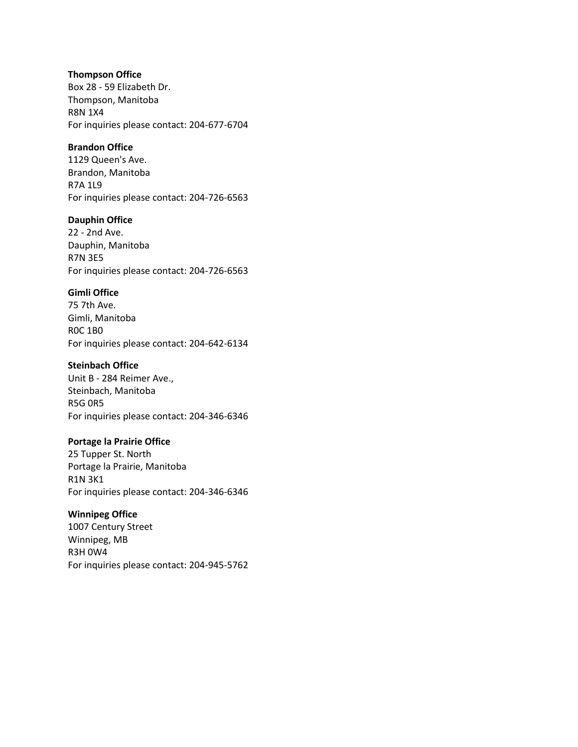**Thompson Office**
Box 28 - 59 Elizabeth Dr.
Thompson, Manitoba
R8N 1X4
For inquiries please contact: 204-677-6704

**Brandon Office**
1129 Queen's Ave.
Brandon, Manitoba
R7A 1L9
For inquiries please contact: 204-726-6563

**Dauphin Office**
22 - 2nd Ave.
Dauphin, Manitoba
R7N 3E5
For inquiries please contact: 204-726-6563

**Gimli Office**
75 7th Ave.
Gimli, Manitoba
R0C 1B0
For inquiries please contact: 204-642-6134

**Steinbach Office**
Unit B - 284 Reimer Ave.,
Steinbach, Manitoba
R5G 0R5
For inquiries please contact: 204-346-6346

**Portage la Prairie Office**
25 Tupper St. North
Portage la Prairie, Manitoba
R1N 3K1
For inquiries please contact: 204-346-6346

**Winnipeg Office**
1007 Century Street
Winnipeg, MB
R3H 0W4
For inquiries please contact: 204-945-5762